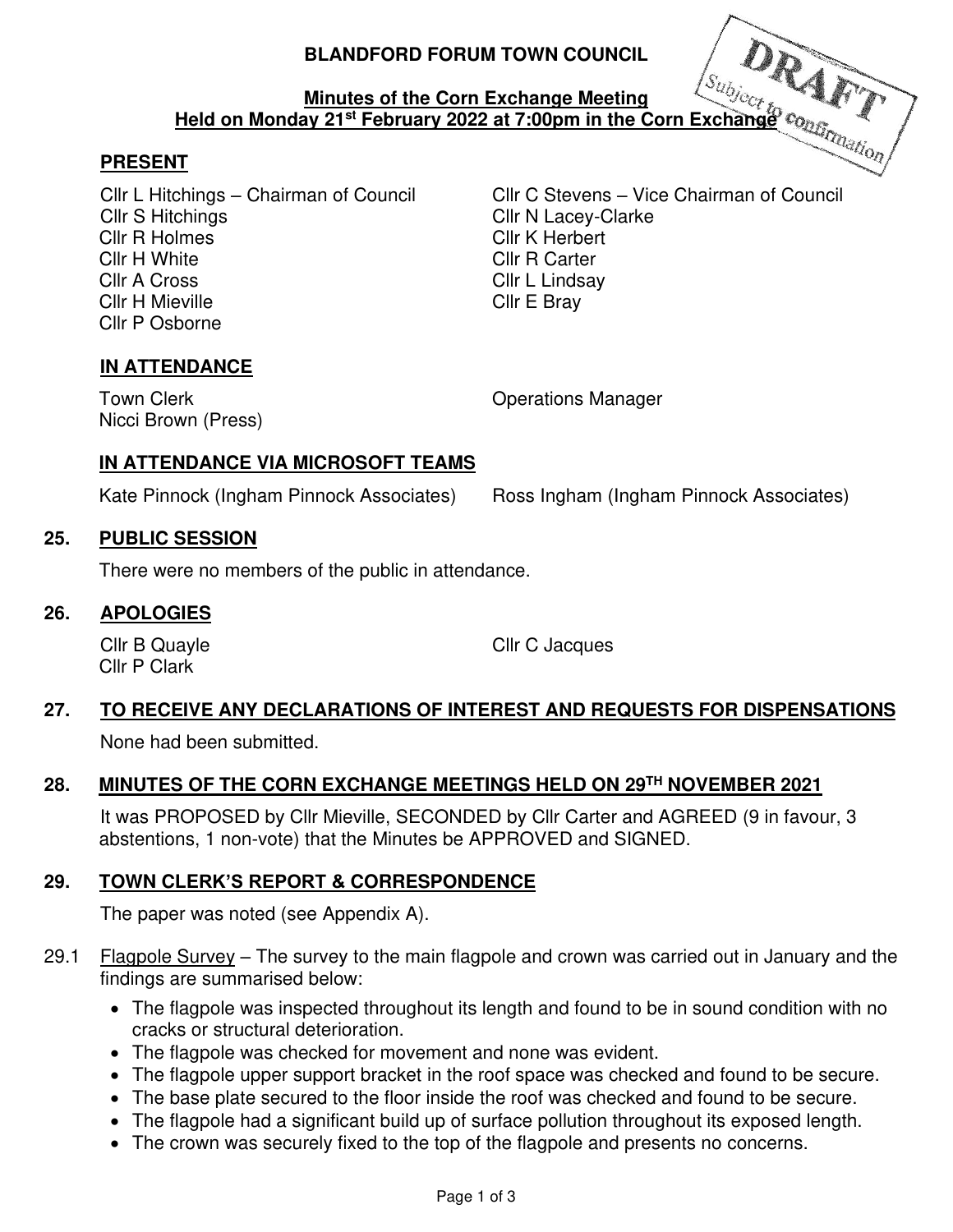# BLANDFORD FORUM TOWN COUNCIL

DRAFT
Subject to confirmation

## Minutes of the Corn Exchange Meeting Held on Monday 21st February 2022 at 7:00pm in the Corn Exchange

### PRESENT

Cllr L Hitchings – Chairman of Council
Cllr C Stevens – Vice Chairman of Council
Cllr S Hitchings
Cllr N Lacey-Clarke
Cllr R Holmes
Cllr K Herbert
Cllr H White
Cllr R Carter
Cllr A Cross
Cllr L Lindsay
Cllr H Mieville
Cllr E Bray
Cllr P Osborne

### IN ATTENDANCE

Town Clerk
Operations Manager
Nicci Brown (Press)

### IN ATTENDANCE VIA MICROSOFT TEAMS

Kate Pinnock (Ingham Pinnock Associates)
Ross Ingham (Ingham Pinnock Associates)

### 25. PUBLIC SESSION

There were no members of the public in attendance.

### 26. APOLOGIES

Cllr B Quayle
Cllr C Jacques
Cllr P Clark

### 27. TO RECEIVE ANY DECLARATIONS OF INTEREST AND REQUESTS FOR DISPENSATIONS

None had been submitted.

### 28. MINUTES OF THE CORN EXCHANGE MEETINGS HELD ON 29TH NOVEMBER 2021

It was PROPOSED by Cllr Mieville, SECONDED by Cllr Carter and AGREED (9 in favour, 3 abstentions, 1 non-vote) that the Minutes be APPROVED and SIGNED.

### 29. TOWN CLERK'S REPORT & CORRESPONDENCE

The paper was noted (see Appendix A).

29.1 Flagpole Survey – The survey to the main flagpole and crown was carried out in January and the findings are summarised below:

- The flagpole was inspected throughout its length and found to be in sound condition with no cracks or structural deterioration.
- The flagpole was checked for movement and none was evident.
- The flagpole upper support bracket in the roof space was checked and found to be secure.
- The base plate secured to the floor inside the roof was checked and found to be secure.
- The flagpole had a significant build up of surface pollution throughout its exposed length.
- The crown was securely fixed to the top of the flagpole and presents no concerns.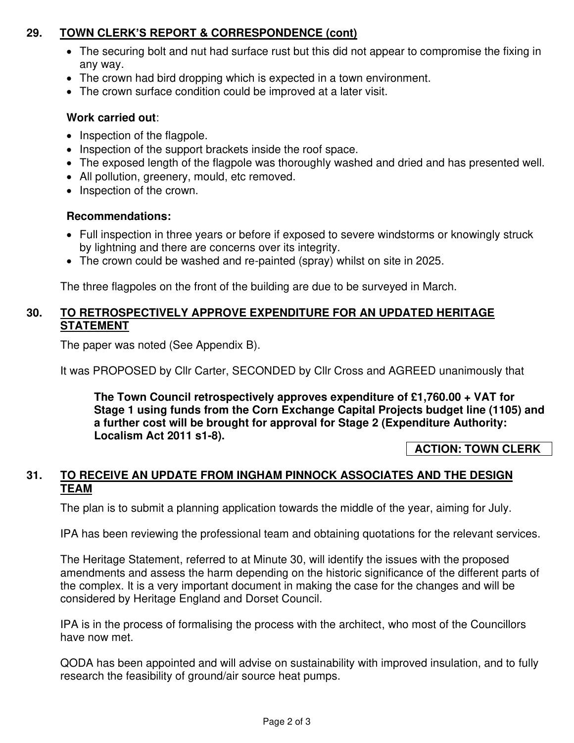## 29. TOWN CLERK'S REPORT & CORRESPONDENCE (cont)

- The securing bolt and nut had surface rust but this did not appear to compromise the fixing in any way.
- The crown had bird dropping which is expected in a town environment.
- The crown surface condition could be improved at a later visit.

**Work carried out**:

- Inspection of the flagpole.
- Inspection of the support brackets inside the roof space.
- The exposed length of the flagpole was thoroughly washed and dried and has presented well.
- All pollution, greenery, mould, etc removed.
- Inspection of the crown.

**Recommendations:**

- Full inspection in three years or before if exposed to severe windstorms or knowingly struck by lightning and there are concerns over its integrity.
- The crown could be washed and re-painted (spray) whilst on site in 2025.

The three flagpoles on the front of the building are due to be surveyed in March.

## 30. TO RETROSPECTIVELY APPROVE EXPENDITURE FOR AN UPDATED HERITAGE STATEMENT

The paper was noted (See Appendix B).

It was PROPOSED by Cllr Carter, SECONDED by Cllr Cross and AGREED unanimously that

> **The Town Council retrospectively approves expenditure of £1,760.00 + VAT for Stage 1 using funds from the Corn Exchange Capital Projects budget line (1105) and a further cost will be brought for approval for Stage 2 (Expenditure Authority: Localism Act 2011 s1-8).**

**ACTION: TOWN CLERK**

## 31. TO RECEIVE AN UPDATE FROM INGHAM PINNOCK ASSOCIATES AND THE DESIGN TEAM

The plan is to submit a planning application towards the middle of the year, aiming for July.

IPA has been reviewing the professional team and obtaining quotations for the relevant services.

The Heritage Statement, referred to at Minute 30, will identify the issues with the proposed amendments and assess the harm depending on the historic significance of the different parts of the complex. It is a very important document in making the case for the changes and will be considered by Heritage England and Dorset Council.

IPA is in the process of formalising the process with the architect, who most of the Councillors have now met.

QODA has been appointed and will advise on sustainability with improved insulation, and to fully research the feasibility of ground/air source heat pumps.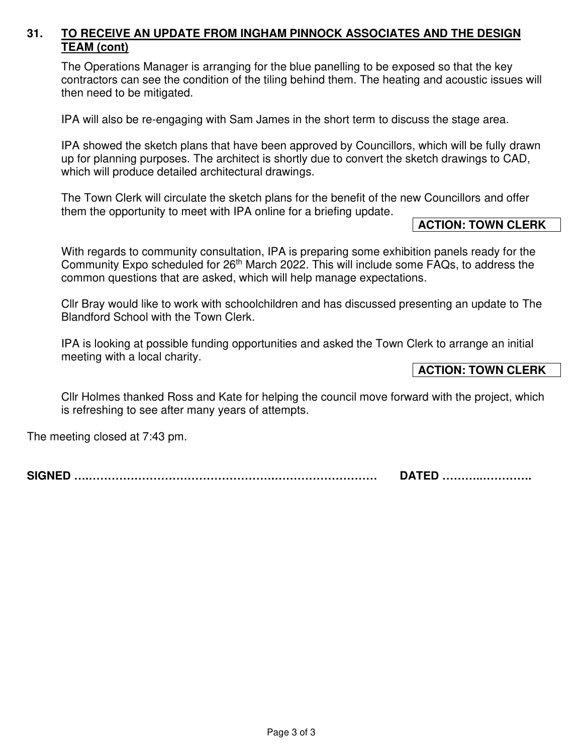## 31. TO RECEIVE AN UPDATE FROM INGHAM PINNOCK ASSOCIATES AND THE DESIGN TEAM (cont)

The Operations Manager is arranging for the blue panelling to be exposed so that the key contractors can see the condition of the tiling behind them. The heating and acoustic issues will then need to be mitigated.

IPA will also be re-engaging with Sam James in the short term to discuss the stage area.

IPA showed the sketch plans that have been approved by Councillors, which will be fully drawn up for planning purposes. The architect is shortly due to convert the sketch drawings to CAD, which will produce detailed architectural drawings.

The Town Clerk will circulate the sketch plans for the benefit of the new Councillors and offer them the opportunity to meet with IPA online for a briefing update.

**ACTION: TOWN CLERK**

With regards to community consultation, IPA is preparing some exhibition panels ready for the Community Expo scheduled for 26th March 2022. This will include some FAQs, to address the common questions that are asked, which will help manage expectations.

Cllr Bray would like to work with schoolchildren and has discussed presenting an update to The Blandford School with the Town Clerk.

IPA is looking at possible funding opportunities and asked the Town Clerk to arrange an initial meeting with a local charity.

**ACTION: TOWN CLERK**

Cllr Holmes thanked Ross and Kate for helping the council move forward with the project, which is refreshing to see after many years of attempts.

The meeting closed at 7:43 pm.

**SIGNED ………………………………………………………………… DATED …………………….**